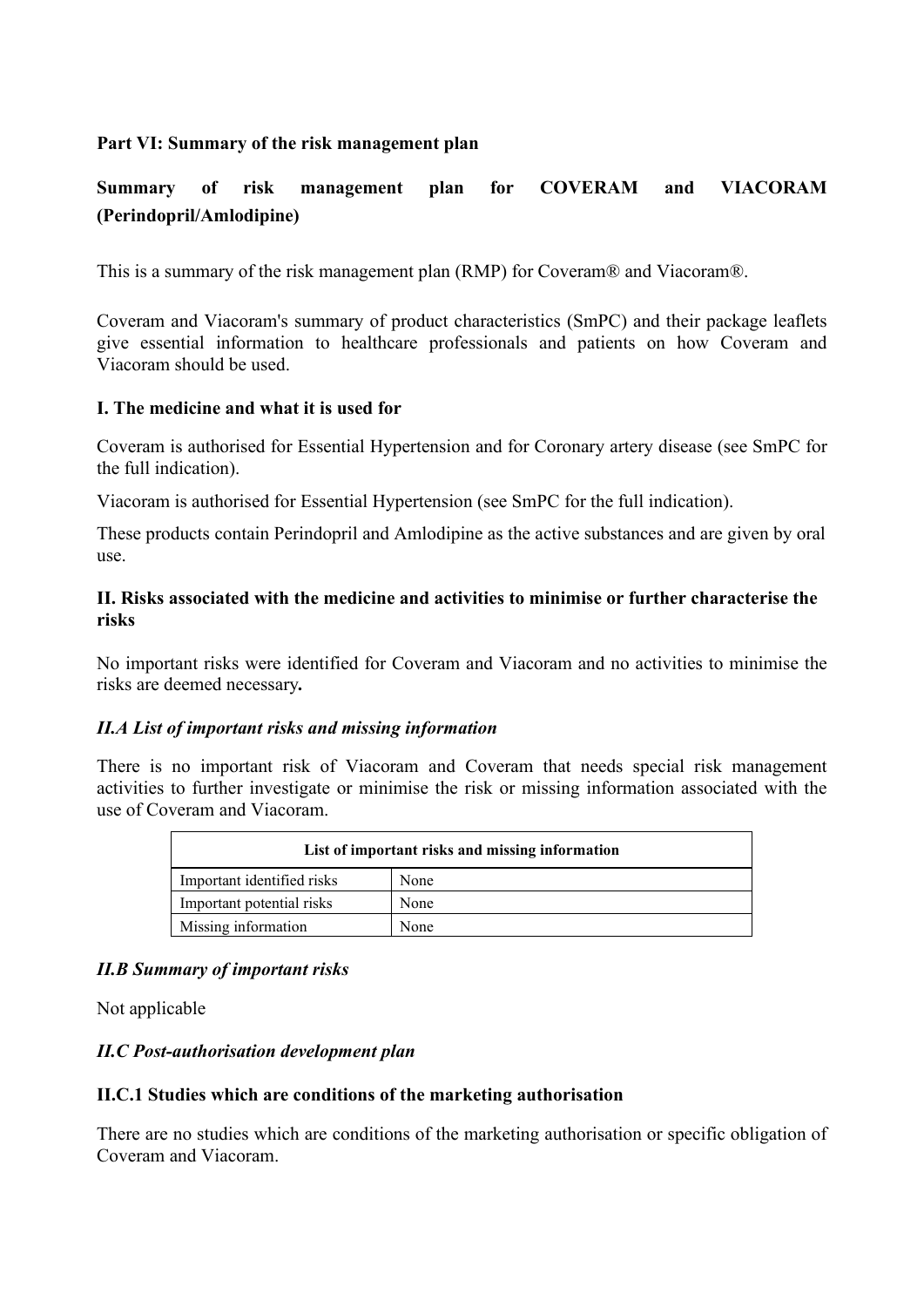**Part VI: Summary of the risk management plan**

## Summary of risk management plan for COVERAM and VIACORAM (Perindopril/Amlodipine)

This is a summary of the risk management plan (RMP) for Coveram® and Viacoram®.

Coveram and Viacoram's summary of product characteristics (SmPC) and their package leaflets give essential information to healthcare professionals and patients on how Coveram and Viacoram should be used.

### I. The medicine and what it is used for

Coveram is authorised for Essential Hypertension and for Coronary artery disease (see SmPC for the full indication).

Viacoram is authorised for Essential Hypertension (see SmPC for the full indication).

These products contain Perindopril and Amlodipine as the active substances and are given by oral use.

### II. Risks associated with the medicine and activities to minimise or further characterise the risks

No important risks were identified for Coveram and Viacoram and no activities to minimise the risks are deemed necessary**.**

#### *II.A List of important risks and missing information*

There is no important risk of Viacoram and Coveram that needs special risk management activities to further investigate or minimise the risk or missing information associated with the use of Coveram and Viacoram.

| List of important risks and missing information | |
|---|---|
| Important identified risks | None |
| Important potential risks | None |
| Missing information | None |

#### *II.B Summary of important risks*

Not applicable

#### *II.C Post-authorisation development plan*

#### II.C.1 Studies which are conditions of the marketing authorisation

There are no studies which are conditions of the marketing authorisation or specific obligation of Coveram and Viacoram.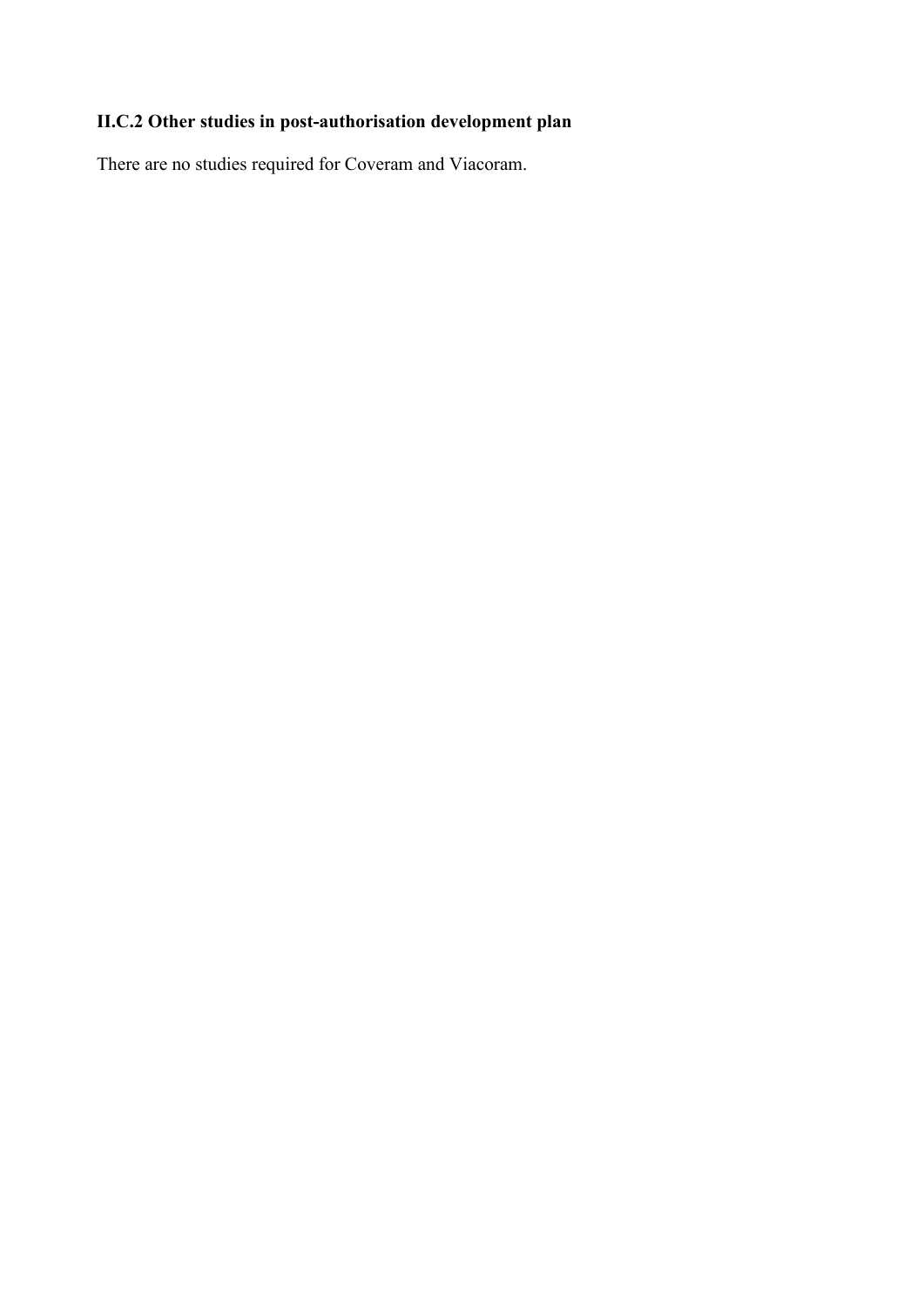**II.C.2 Other studies in post-authorisation development plan**

There are no studies required for Coveram and Viacoram.